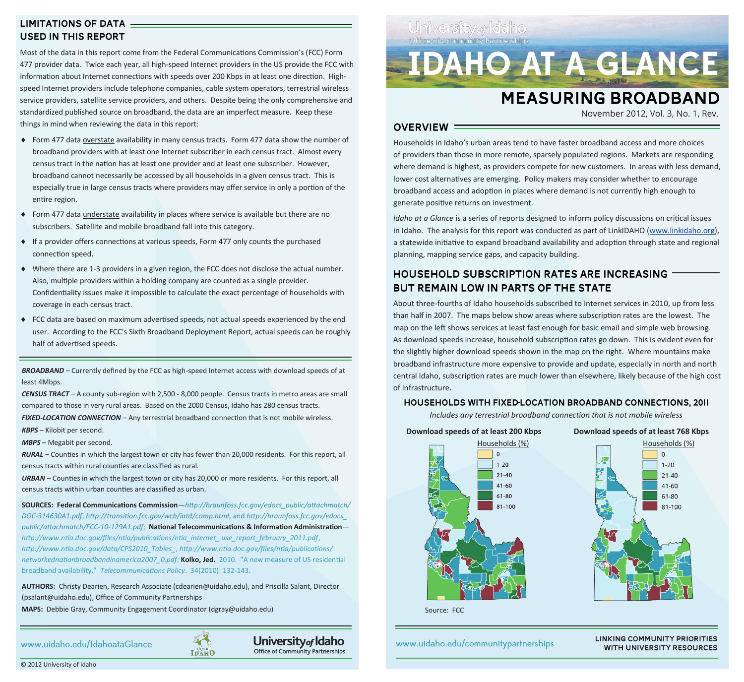## LIMITATIONS OF DATA USED IN THIS REPORT

Most of the data in this report come from the Federal Communications Commission's (FCC) Form 477 provider data. Twice each year, all high-speed Internet providers in the US provide the FCC with information about Internet connections with speeds over 200 Kbps in at least one direction. High-speed Internet providers include telephone companies, cable system operators, terrestrial wireless service providers, satellite service providers, and others. Despite being the only comprehensive and standardized published source on broadband, the data are an imperfect measure. Keep these things in mind when reviewing the data in this report:

- Form 477 data overstate availability in many census tracts. Form 477 data show the number of broadband providers with at least one Internet subscriber in each census tract. Almost every census tract in the nation has at least one provider and at least one subscriber. However, broadband cannot necessarily be accessed by all households in a given census tract. This is especially true in large census tracts where providers may offer service in only a portion of the entire region.
- Form 477 data understate availability in places where service is available but there are no subscribers. Satellite and mobile broadband fall into this category.
- If a provider offers connections at various speeds, Form 477 only counts the purchased connection speed.
- Where there are 1-3 providers in a given region, the FCC does not disclose the actual number. Also, multiple providers within a holding company are counted as a single provider. Confidentiality issues make it impossible to calculate the exact percentage of households with coverage in each census tract.
- FCC data are based on maximum advertised speeds, not actual speeds experienced by the end user. According to the FCC's Sixth Broadband Deployment Report, actual speeds can be roughly half of advertised speeds.

***BROADBAND*** – Currently defined by the FCC as high-speed Internet access with download speeds of at least 4Mbps.

***CENSUS TRACT*** – A county sub-region with 2,500 - 8,000 people. Census tracts in metro areas are small compared to those in very rural areas. Based on the 2000 Census, Idaho has 280 census tracts.

***FIXED-LOCATION CONNECTION*** – Any terrestrial broadband connection that is not mobile wireless.

***KBPS*** – Kilobit per second.

***MBPS*** – Megabit per second.

***RURAL*** – Counties in which the largest town or city has fewer than 20,000 residents. For this report, all census tracts within rural counties are classified as rural.

***URBAN*** – Counties in which the largest town or city has 20,000 or more residents. For this report, all census tracts within urban counties are classified as urban.

**SOURCES: Federal Communications Commission**—*http://hraunfoss.fcc.gov/edocs_public/attachmatch/DOC-314630A1.pdf*, *http://transition.fcc.gov/wcb/iatd/comp.html*, and *http://hraunfoss.fcc.gov/edocs_public/attachmatch/FCC-10-129A1.pdf*; **National Telecommunications & Information Administration**—*http://www.ntia.doc.gov/files/ntia/publications/ntia_internet_ use_report_february_2011.pdf*, *http://www.ntia.doc.gov/data/CPS2010_Tables_*, *http://www.ntia.doc.gov/files/ntia/publications/networkednationbroadbandinamerica2007_0.pdf*; **Kolko, Jed.** 2010. "A new measure of US residential broadband availability." *Telecommunications Policy*. 34(2010): 132-143.

**AUTHORS:** Christy Dearien, Research Associate (cdearien@uidaho.edu), and Priscilla Salant, Director (psalant@uidaho.edu), Office of Community Partnerships

**MAPS:** Debbie Gray, Community Engagement Coordinator (dgray@uidaho.edu)

www.uidaho.edu/IdahoataGlance

University of Idaho Office of Community Partnerships

© 2012 University of Idaho

University of Idaho
Office of Community Partnerships

# IDAHO AT A GLANCE

# MEASURING BROADBAND

November 2012, Vol. 3, No. 1, Rev.

## OVERVIEW

Households in Idaho's urban areas tend to have faster broadband access and more choices of providers than those in more remote, sparsely populated regions. Markets are responding where demand is highest, as providers compete for new customers. In areas with less demand, lower cost alternatives are emerging. Policy makers may consider whether to encourage broadband access and adoption in places where demand is not currently high enough to generate positive returns on investment.

*Idaho at a Glance* is a series of reports designed to inform policy discussions on critical issues in Idaho. The analysis for this report was conducted as part of LinkIDAHO (www.linkidaho.org), a statewide initiative to expand broadband availability and adoption through state and regional planning, mapping service gaps, and capacity building.

## HOUSEHOLD SUBSCRIPTION RATES ARE INCREASING BUT REMAIN LOW IN PARTS OF THE STATE

About three-fourths of Idaho households subscribed to Internet services in 2010, up from less than half in 2007. The maps below show areas where subscription rates are the lowest. The map on the left shows services at least fast enough for basic email and simple web browsing. As download speeds increase, household subscription rates go down. This is evident even for the slightly higher download speeds shown in the map on the right. Where mountains make broadband infrastructure more expensive to provide and update, especially in north and north central Idaho, subscription rates are much lower than elsewhere, likely because of the high cost of infrastructure.

### HOUSEHOLDS WITH FIXED-LOCATION BROADBAND CONNECTIONS, 2011

*Includes any terrestrial broadband connection that is not mobile wireless*

**Download speeds of at least 200 Kbps** | **Download speeds of at least 768 Kbps**

Households (%): 0; 1-20; 21-40; 41-60; 61-80; 81-100

Source: FCC

www.uidaho.edu/communitypartnerships

LINKING COMMUNITY PRIORITIES WITH UNIVERSITY RESOURCES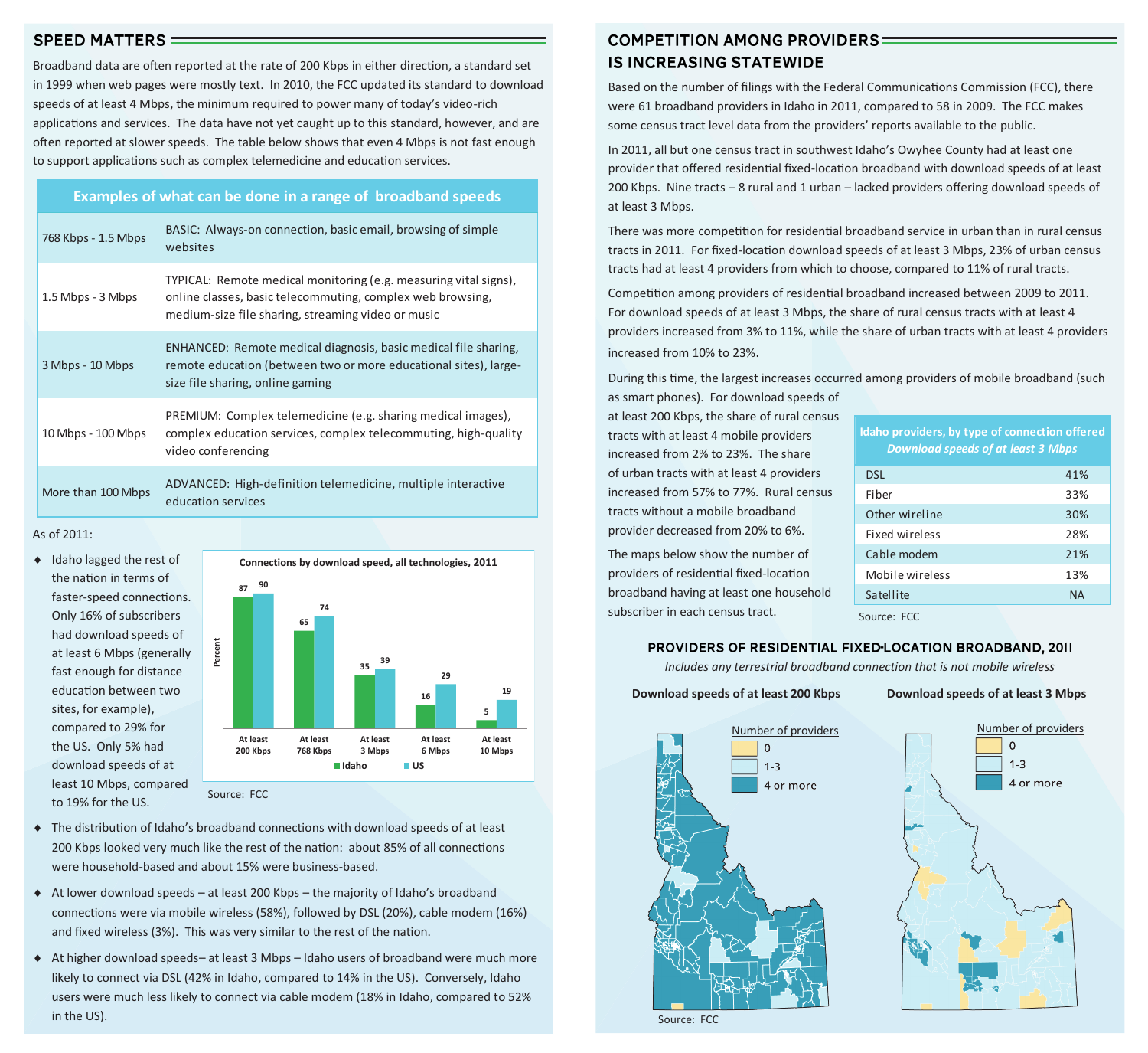## SPEED MATTERS

Broadband data are often reported at the rate of 200 Kbps in either direction, a standard set in 1999 when web pages were mostly text. In 2010, the FCC updated its standard to download speeds of at least 4 Mbps, the minimum required to power many of today's video-rich applications and services. The data have not yet caught up to this standard, however, and are often reported at slower speeds. The table below shows that even 4 Mbps is not fast enough to support applications such as complex telemedicine and education services.

| Examples of what can be done in a range of broadband speeds | |
|---|---|
| 768 Kbps - 1.5 Mbps | BASIC: Always-on connection, basic email, browsing of simple websites |
| 1.5 Mbps - 3 Mbps | TYPICAL: Remote medical monitoring (e.g. measuring vital signs), online classes, basic telecommuting, complex web browsing, medium-size file sharing, streaming video or music |
| 3 Mbps - 10 Mbps | ENHANCED: Remote medical diagnosis, basic medical file sharing, remote education (between two or more educational sites), large-size file sharing, online gaming |
| 10 Mbps - 100 Mbps | PREMIUM: Complex telemedicine (e.g. sharing medical images), complex education services, complex telecommuting, high-quality video conferencing |
| More than 100 Mbps | ADVANCED: High-definition telemedicine, multiple interactive education services |

As of 2011:

- Idaho lagged the rest of the nation in terms of faster-speed connections. Only 16% of subscribers had download speeds of at least 6 Mbps (generally fast enough for distance education between two sites, for example), compared to 29% for the US. Only 5% had download speeds of at least 10 Mbps, compared to 19% for the US.

**Connections by download speed, all technologies, 2011**

Percent

At least 200 Kbps: 87, 90
At least 768 Kbps: 65, 74
At least 3 Mbps: 35, 39
At least 6 Mbps: 16, 29
At least 10 Mbps: 5, 19

Idaho US

Source: FCC

- The distribution of Idaho's broadband connections with download speeds of at least 200 Kbps looked very much like the rest of the nation: about 85% of all connections were household-based and about 15% were business-based.
- At lower download speeds – at least 200 Kbps – the majority of Idaho's broadband connections were via mobile wireless (58%), followed by DSL (20%), cable modem (16%) and fixed wireless (3%). This was very similar to the rest of the nation.
- At higher download speeds– at least 3 Mbps – Idaho users of broadband were much more likely to connect via DSL (42% in Idaho, compared to 14% in the US). Conversely, Idaho users were much less likely to connect via cable modem (18% in Idaho, compared to 52% in the US).

## COMPETITION AMONG PROVIDERS IS INCREASING STATEWIDE

Based on the number of filings with the Federal Communications Commission (FCC), there were 61 broadband providers in Idaho in 2011, compared to 58 in 2009. The FCC makes some census tract level data from the providers' reports available to the public.

In 2011, all but one census tract in southwest Idaho's Owyhee County had at least one provider that offered residential fixed-location broadband with download speeds of at least 200 Kbps. Nine tracts – 8 rural and 1 urban – lacked providers offering download speeds of at least 3 Mbps.

There was more competition for residential broadband service in urban than in rural census tracts in 2011. For fixed-location download speeds of at least 3 Mbps, 23% of urban census tracts had at least 4 providers from which to choose, compared to 11% of rural tracts.

Competition among providers of residential broadband increased between 2009 to 2011. For download speeds of at least 3 Mbps, the share of rural census tracts with at least 4 providers increased from 3% to 11%, while the share of urban tracts with at least 4 providers increased from 10% to 23%.

During this time, the largest increases occurred among providers of mobile broadband (such as smart phones). For download speeds of at least 200 Kbps, the share of rural census tracts with at least 4 mobile providers increased from 2% to 23%. The share of urban tracts with at least 4 providers increased from 57% to 77%. Rural census tracts without a mobile broadband provider decreased from 20% to 6%.

The maps below show the number of providers of residential fixed-location broadband having at least one household subscriber in each census tract.

| Idaho providers, by type of connection offered *Download speeds of at least 3 Mbps* | |
|---|---|
| DSL | 41% |
| Fiber | 33% |
| Other wireline | 30% |
| Fixed wireless | 28% |
| Cable modem | 21% |
| Mobile wireless | 13% |
| Satellite | NA |

Source: FCC

### PROVIDERS OF RESIDENTIAL FIXED-LOCATION BROADBAND, 2011

*Includes any terrestrial broadband connection that is not mobile wireless*

**Download speeds of at least 200 Kbps**

Number of providers
0
1-3
4 or more

**Download speeds of at least 3 Mbps**

Number of providers
0
1-3
4 or more

Source: FCC